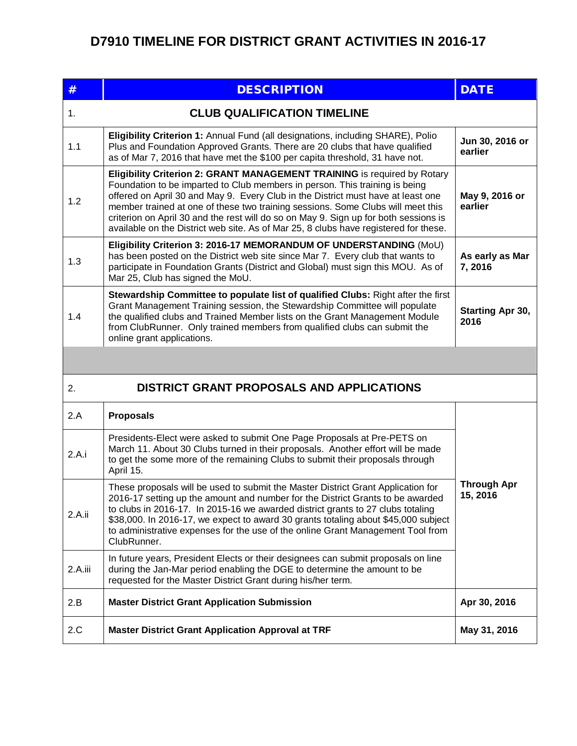# D7910 TIMELINE FOR DISTRICT GRANT ACTIVITIES IN 2016-17

| # | DESCRIPTION | DATE |
|---|---|---|
| 1. | **CLUB QUALIFICATION TIMELINE** | |
| 1.1 | **Eligibility Criterion 1:** Annual Fund (all designations, including SHARE), Polio Plus and Foundation Approved Grants. There are 20 clubs that have qualified as of Mar 7, 2016 that have met the $100 per capita threshold, 31 have not. | **Jun 30, 2016 or earlier** |
| 1.2 | **Eligibility Criterion 2: GRANT MANAGEMENT TRAINING** is required by Rotary Foundation to be imparted to Club members in person. This training is being offered on April 30 and May 9. Every Club in the District must have at least one member trained at one of these two training sessions. Some Clubs will meet this criterion on April 30 and the rest will do so on May 9. Sign up for both sessions is available on the District web site. As of Mar 25, 8 clubs have registered for these. | **May 9, 2016 or earlier** |
| 1.3 | **Eligibility Criterion 3: 2016-17 MEMORANDUM OF UNDERSTANDING** (MoU) has been posted on the District web site since Mar 7. Every club that wants to participate in Foundation Grants (District and Global) must sign this MOU. As of Mar 25, Club has signed the MoU. | **As early as Mar 7, 2016** |
| 1.4 | **Stewardship Committee to populate list of qualified Clubs:** Right after the first Grant Management Training session, the Stewardship Committee will populate the qualified clubs and Trained Member lists on the Grant Management Module from ClubRunner. Only trained members from qualified clubs can submit the online grant applications. | **Starting Apr 30, 2016** |
| | | |
| 2. | **DISTRICT GRANT PROPOSALS AND APPLICATIONS** | |
| 2.A | **Proposals** | **Through Apr 15, 2016** |
| 2.A.i | Presidents-Elect were asked to submit One Page Proposals at Pre-PETS on March 11. About 30 Clubs turned in their proposals. Another effort will be made to get the some more of the remaining Clubs to submit their proposals through April 15. | |
| 2.A.ii | These proposals will be used to submit the Master District Grant Application for 2016-17 setting up the amount and number for the District Grants to be awarded to clubs in 2016-17. In 2015-16 we awarded district grants to 27 clubs totaling $38,000. In 2016-17, we expect to award 30 grants totaling about $45,000 subject to administrative expenses for the use of the online Grant Management Tool from ClubRunner. | |
| 2.A.iii | In future years, President Elects or their designees can submit proposals on line during the Jan-Mar period enabling the DGE to determine the amount to be requested for the Master District Grant during his/her term. | |
| 2.B | **Master District Grant Application Submission** | **Apr 30, 2016** |
| 2.C | **Master District Grant Application Approval at TRF** | **May 31, 2016** |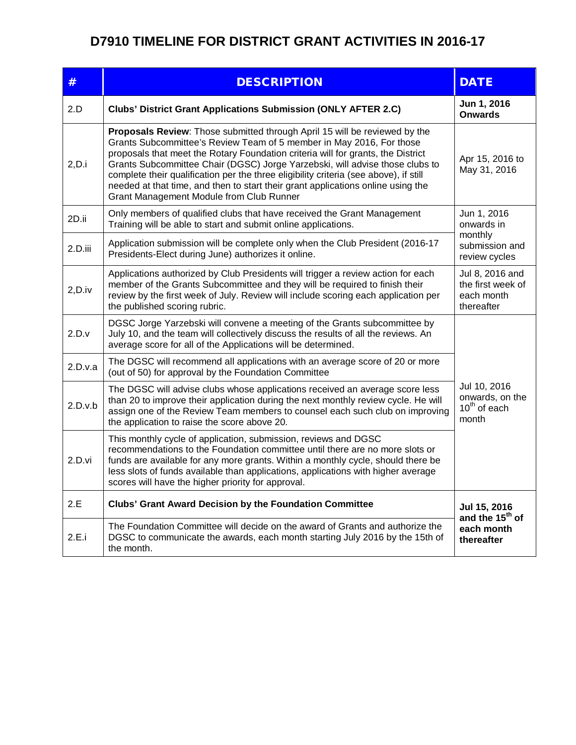# D7910 TIMELINE FOR DISTRICT GRANT ACTIVITIES IN 2016-17

| # | DESCRIPTION | DATE |
|---|---|---|
| 2.D | **Clubs' District Grant Applications Submission (ONLY AFTER 2.C)** | **Jun 1, 2016 Onwards** |
| 2,D.i | **Proposals Review**: Those submitted through April 15 will be reviewed by the Grants Subcommittee's Review Team of 5 member in May 2016, For those proposals that meet the Rotary Foundation criteria will for grants, the District Grants Subcommittee Chair (DGSC) Jorge Yarzebski, will advise those clubs to complete their qualification per the three eligibility criteria (see above), if still needed at that time, and then to start their grant applications online using the Grant Management Module from Club Runner | Apr 15, 2016 to May 31, 2016 |
| 2D.ii | Only members of qualified clubs that have received the Grant Management Training will be able to start and submit online applications. | Jun 1, 2016 onwards in monthly submission and review cycles |
| 2.D.iii | Application submission will be complete only when the Club President (2016-17 Presidents-Elect during June) authorizes it online. | |
| 2,D.iv | Applications authorized by Club Presidents will trigger a review action for each member of the Grants Subcommittee and they will be required to finish their review by the first week of July. Review will include scoring each application per the published scoring rubric. | Jul 8, 2016 and the first week of each month thereafter |
| 2.D.v | DGSC Jorge Yarzebski will convene a meeting of the Grants subcommittee by July 10, and the team will collectively discuss the results of all the reviews. An average score for all of the Applications will be determined. | Jul 10, 2016 onwards, on the 10th of each month |
| 2.D.v.a | The DGSC will recommend all applications with an average score of 20 or more (out of 50) for approval by the Foundation Committee | |
| 2.D.v.b | The DGSC will advise clubs whose applications received an average score less than 20 to improve their application during the next monthly review cycle. He will assign one of the Review Team members to counsel each such club on improving the application to raise the score above 20. | |
| 2.D.vi | This monthly cycle of application, submission, reviews and DGSC recommendations to the Foundation committee until there are no more slots or funds are available for any more grants. Within a monthly cycle, should there be less slots of funds available than applications, applications with higher average scores will have the higher priority for approval. | |
| 2.E | **Clubs' Grant Award Decision by the Foundation Committee** | **Jul 15, 2016 and the 15th of each month thereafter** |
| 2.E.i | The Foundation Committee will decide on the award of Grants and authorize the DGSC to communicate the awards, each month starting July 2016 by the 15th of the month. | |